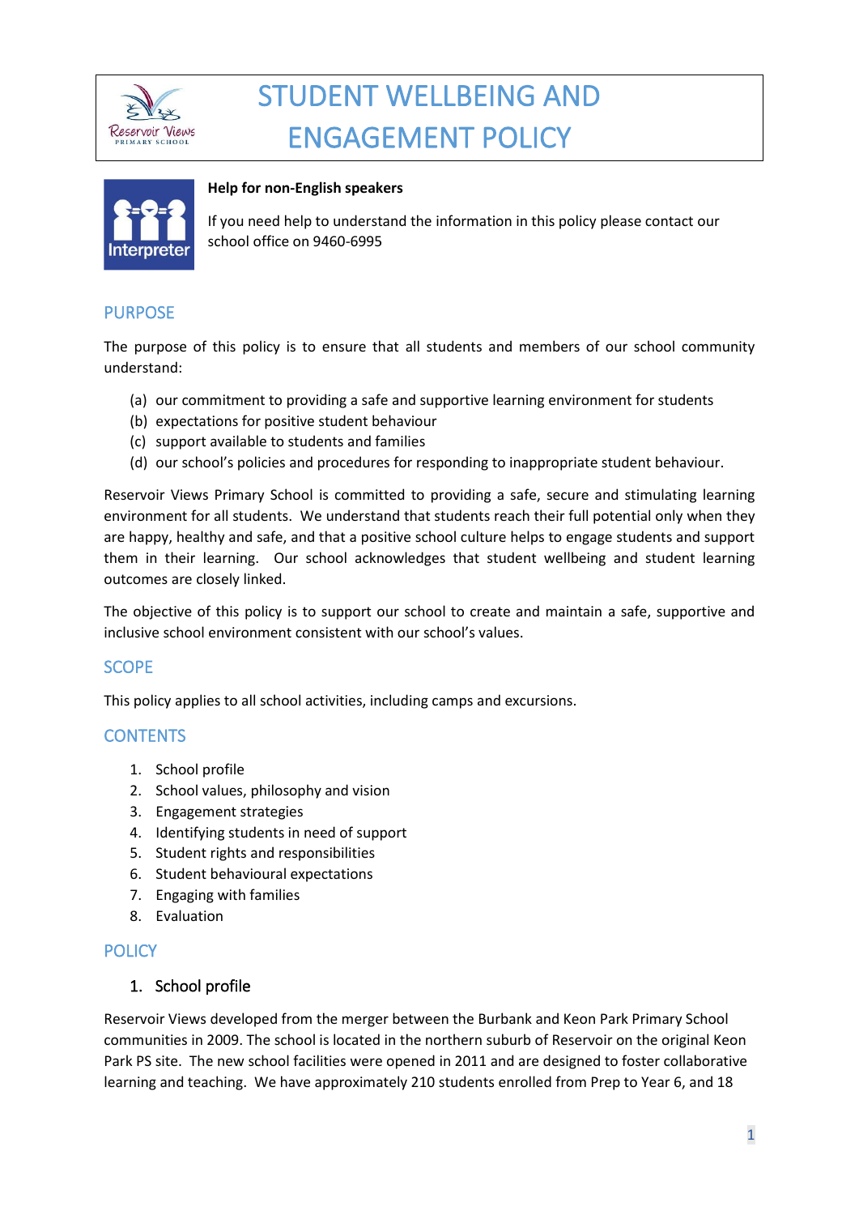# STUDENT WELLBEING AND ENGAGEMENT POLICY

**Help for non-English speakers**

If you need help to understand the information in this policy please contact our school office on 9460-6995

## PURPOSE

The purpose of this policy is to ensure that all students and members of our school community understand:

(a) our commitment to providing a safe and supportive learning environment for students
(b) expectations for positive student behaviour
(c) support available to students and families
(d) our school's policies and procedures for responding to inappropriate student behaviour.

Reservoir Views Primary School is committed to providing a safe, secure and stimulating learning environment for all students. We understand that students reach their full potential only when they are happy, healthy and safe, and that a positive school culture helps to engage students and support them in their learning. Our school acknowledges that student wellbeing and student learning outcomes are closely linked.

The objective of this policy is to support our school to create and maintain a safe, supportive and inclusive school environment consistent with our school's values.

## SCOPE

This policy applies to all school activities, including camps and excursions.

## CONTENTS

1. School profile
2. School values, philosophy and vision
3. Engagement strategies
4. Identifying students in need of support
5. Student rights and responsibilities
6. Student behavioural expectations
7. Engaging with families
8. Evaluation

## POLICY

### 1. School profile

Reservoir Views developed from the merger between the Burbank and Keon Park Primary School communities in 2009. The school is located in the northern suburb of Reservoir on the original Keon Park PS site. The new school facilities were opened in 2011 and are designed to foster collaborative learning and teaching. We have approximately 210 students enrolled from Prep to Year 6, and 18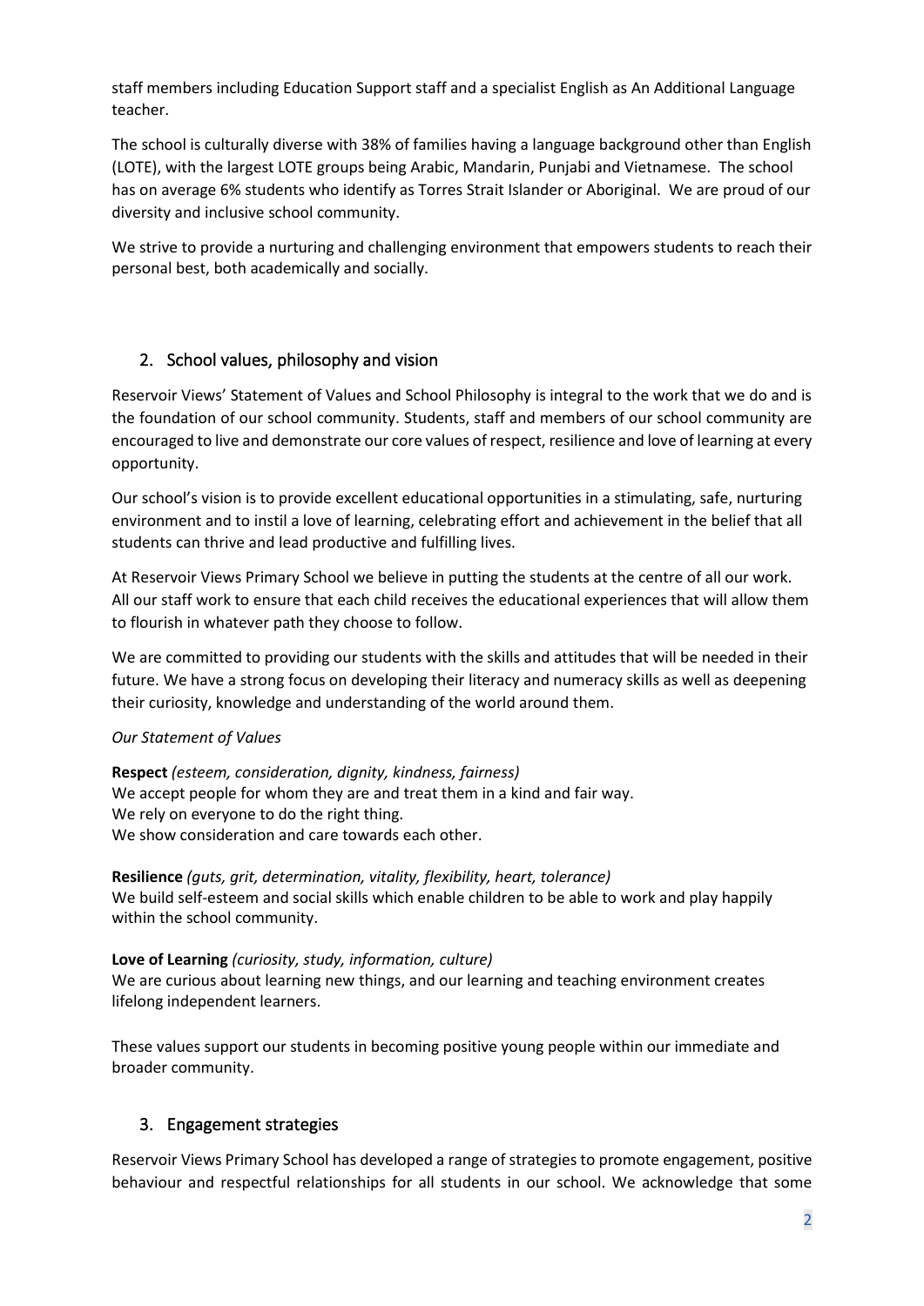staff members including Education Support staff and a specialist English as An Additional Language teacher.

The school is culturally diverse with 38% of families having a language background other than English (LOTE), with the largest LOTE groups being Arabic, Mandarin, Punjabi and Vietnamese. The school has on average 6% students who identify as Torres Strait Islander or Aboriginal. We are proud of our diversity and inclusive school community.

We strive to provide a nurturing and challenging environment that empowers students to reach their personal best, both academically and socially.

## 2. School values, philosophy and vision

Reservoir Views' Statement of Values and School Philosophy is integral to the work that we do and is the foundation of our school community. Students, staff and members of our school community are encouraged to live and demonstrate our core values of respect, resilience and love of learning at every opportunity.

Our school's vision is to provide excellent educational opportunities in a stimulating, safe, nurturing environment and to instil a love of learning, celebrating effort and achievement in the belief that all students can thrive and lead productive and fulfilling lives.

At Reservoir Views Primary School we believe in putting the students at the centre of all our work. All our staff work to ensure that each child receives the educational experiences that will allow them to flourish in whatever path they choose to follow.

We are committed to providing our students with the skills and attitudes that will be needed in their future. We have a strong focus on developing their literacy and numeracy skills as well as deepening their curiosity, knowledge and understanding of the world around them.

*Our Statement of Values*

**Respect** *(esteem, consideration, dignity, kindness, fairness)*
We accept people for whom they are and treat them in a kind and fair way.
We rely on everyone to do the right thing.
We show consideration and care towards each other.

**Resilience** *(guts, grit, determination, vitality, flexibility, heart, tolerance)*
We build self-esteem and social skills which enable children to be able to work and play happily within the school community.

**Love of Learning** *(curiosity, study, information, culture)*
We are curious about learning new things, and our learning and teaching environment creates lifelong independent learners.

These values support our students in becoming positive young people within our immediate and broader community.

## 3. Engagement strategies

Reservoir Views Primary School has developed a range of strategies to promote engagement, positive behaviour and respectful relationships for all students in our school. We acknowledge that some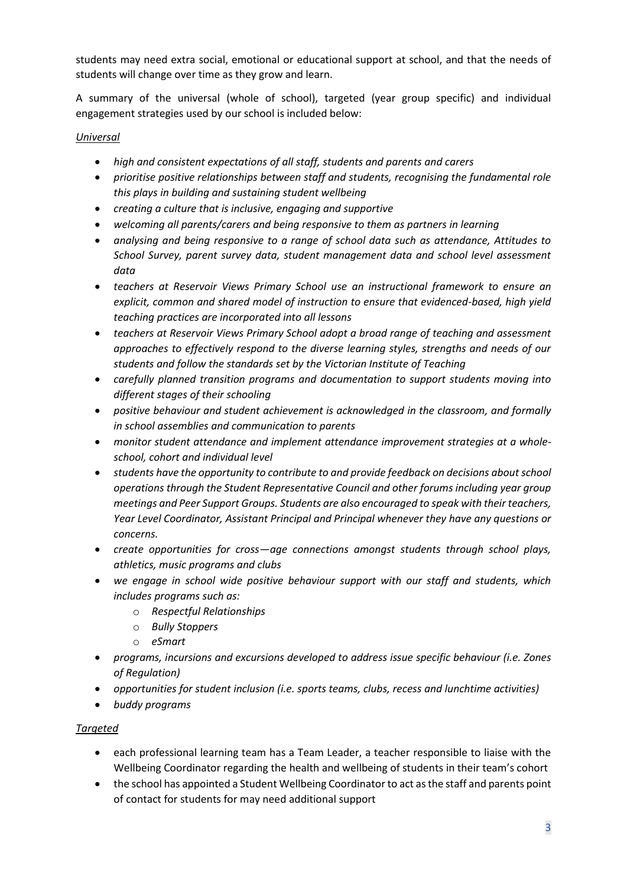students may need extra social, emotional or educational support at school, and that the needs of students will change over time as they grow and learn.

A summary of the universal (whole of school), targeted (year group specific) and individual engagement strategies used by our school is included below:

*Universal*

- *high and consistent expectations of all staff, students and parents and carers*
- *prioritise positive relationships between staff and students, recognising the fundamental role this plays in building and sustaining student wellbeing*
- *creating a culture that is inclusive, engaging and supportive*
- *welcoming all parents/carers and being responsive to them as partners in learning*
- *analysing and being responsive to a range of school data such as attendance, Attitudes to School Survey, parent survey data, student management data and school level assessment data*
- *teachers at Reservoir Views Primary School use an instructional framework to ensure an explicit, common and shared model of instruction to ensure that evidenced-based, high yield teaching practices are incorporated into all lessons*
- *teachers at Reservoir Views Primary School adopt a broad range of teaching and assessment approaches to effectively respond to the diverse learning styles, strengths and needs of our students and follow the standards set by the Victorian Institute of Teaching*
- *carefully planned transition programs and documentation to support students moving into different stages of their schooling*
- *positive behaviour and student achievement is acknowledged in the classroom, and formally in school assemblies and communication to parents*
- *monitor student attendance and implement attendance improvement strategies at a whole-school, cohort and individual level*
- *students have the opportunity to contribute to and provide feedback on decisions about school operations through the Student Representative Council and other forums including year group meetings and Peer Support Groups. Students are also encouraged to speak with their teachers, Year Level Coordinator, Assistant Principal and Principal whenever they have any questions or concerns.*
- *create opportunities for cross—age connections amongst students through school plays, athletics, music programs and clubs*
- *we engage in school wide positive behaviour support with our staff and students, which includes programs such as:*
  - *Respectful Relationships*
  - *Bully Stoppers*
  - *eSmart*
- *programs, incursions and excursions developed to address issue specific behaviour (i.e. Zones of Regulation)*
- *opportunities for student inclusion (i.e. sports teams, clubs, recess and lunchtime activities)*
- *buddy programs*

*Targeted*

- each professional learning team has a Team Leader, a teacher responsible to liaise with the Wellbeing Coordinator regarding the health and wellbeing of students in their team's cohort
- the school has appointed a Student Wellbeing Coordinator to act as the staff and parents point of contact for students for may need additional support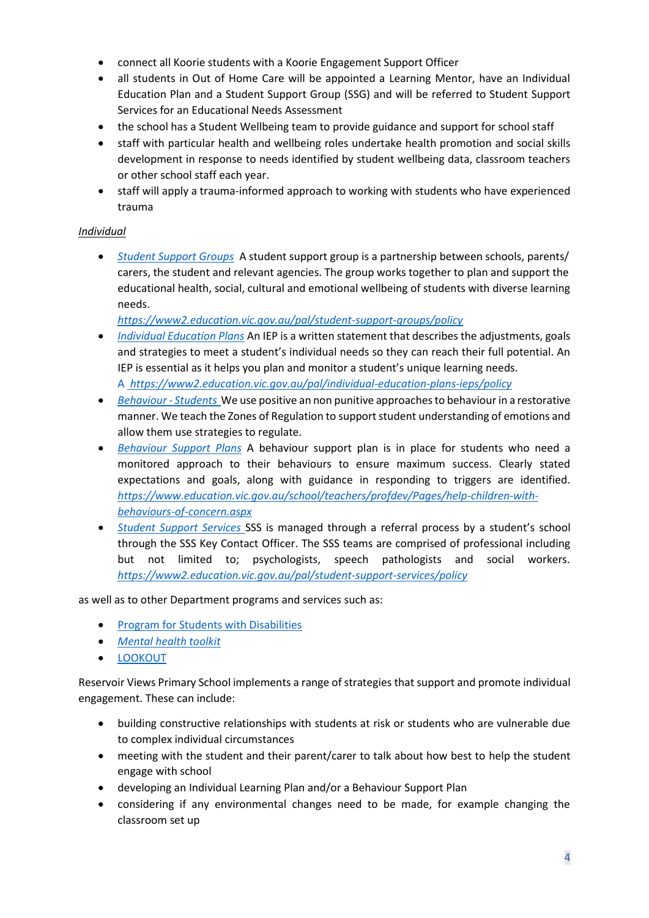- connect all Koorie students with a Koorie Engagement Support Officer
- all students in Out of Home Care will be appointed a Learning Mentor, have an Individual Education Plan and a Student Support Group (SSG) and will be referred to Student Support Services for an Educational Needs Assessment
- the school has a Student Wellbeing team to provide guidance and support for school staff
- staff with particular health and wellbeing roles undertake health promotion and social skills development in response to needs identified by student wellbeing data, classroom teachers or other school staff each year.
- staff will apply a trauma-informed approach to working with students who have experienced trauma

*Individual*

- *Student Support Groups* A student support group is a partnership between schools, parents/ carers, the student and relevant agencies. The group works together to plan and support the educational health, social, cultural and emotional wellbeing of students with diverse learning needs.
  *https://www2.education.vic.gov.au/pal/student-support-groups/policy*
- *Individual Education Plans* An IEP is a written statement that describes the adjustments, goals and strategies to meet a student's individual needs so they can reach their full potential. An IEP is essential as it helps you plan and monitor a student's unique learning needs.
  A *https://www2.education.vic.gov.au/pal/individual-education-plans-ieps/policy*
- *Behaviour - Students* We use positive an non punitive approaches to behaviour in a restorative manner. We teach the Zones of Regulation to support student understanding of emotions and allow them use strategies to regulate.
- *Behaviour Support Plans* A behaviour support plan is in place for students who need a monitored approach to their behaviours to ensure maximum success. Clearly stated expectations and goals, along with guidance in responding to triggers are identified. *https://www.education.vic.gov.au/school/teachers/profdev/Pages/help-children-with-behaviours-of-concern.aspx*
- *Student Support Services* SSS is managed through a referral process by a student's school through the SSS Key Contact Officer. The SSS teams are comprised of professional including but not limited to; psychologists, speech pathologists and social workers. *https://www2.education.vic.gov.au/pal/student-support-services/policy*

as well as to other Department programs and services such as:

- Program for Students with Disabilities
- *Mental health toolkit*
- LOOKOUT

Reservoir Views Primary School implements a range of strategies that support and promote individual engagement. These can include:

- building constructive relationships with students at risk or students who are vulnerable due to complex individual circumstances
- meeting with the student and their parent/carer to talk about how best to help the student engage with school
- developing an Individual Learning Plan and/or a Behaviour Support Plan
- considering if any environmental changes need to be made, for example changing the classroom set up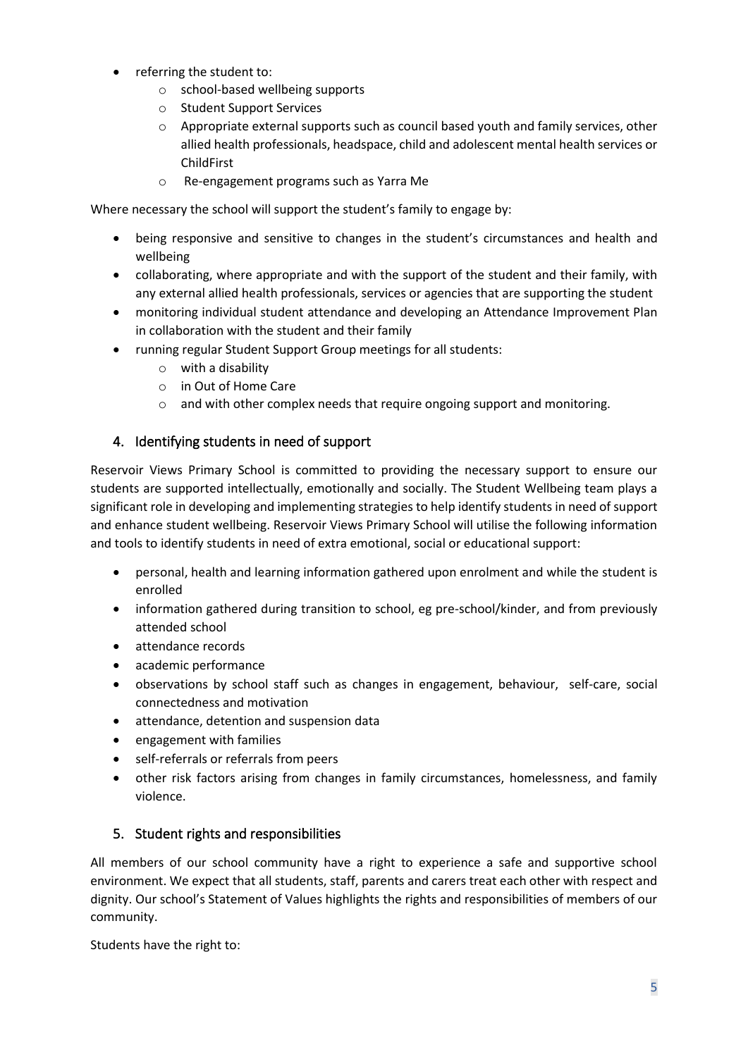- referring the student to:
    - school-based wellbeing supports
    - Student Support Services
    - Appropriate external supports such as council based youth and family services, other allied health professionals, headspace, child and adolescent mental health services or ChildFirst
    - Re-engagement programs such as Yarra Me

Where necessary the school will support the student's family to engage by:

- being responsive and sensitive to changes in the student's circumstances and health and wellbeing
- collaborating, where appropriate and with the support of the student and their family, with any external allied health professionals, services or agencies that are supporting the student
- monitoring individual student attendance and developing an Attendance Improvement Plan in collaboration with the student and their family
- running regular Student Support Group meetings for all students:
    - with a disability
    - in Out of Home Care
    - and with other complex needs that require ongoing support and monitoring.

## 4. Identifying students in need of support

Reservoir Views Primary School is committed to providing the necessary support to ensure our students are supported intellectually, emotionally and socially. The Student Wellbeing team plays a significant role in developing and implementing strategies to help identify students in need of support and enhance student wellbeing. Reservoir Views Primary School will utilise the following information and tools to identify students in need of extra emotional, social or educational support:

- personal, health and learning information gathered upon enrolment and while the student is enrolled
- information gathered during transition to school, eg pre-school/kinder, and from previously attended school
- attendance records
- academic performance
- observations by school staff such as changes in engagement, behaviour, self-care, social connectedness and motivation
- attendance, detention and suspension data
- engagement with families
- self-referrals or referrals from peers
- other risk factors arising from changes in family circumstances, homelessness, and family violence.

## 5. Student rights and responsibilities

All members of our school community have a right to experience a safe and supportive school environment. We expect that all students, staff, parents and carers treat each other with respect and dignity. Our school's Statement of Values highlights the rights and responsibilities of members of our community.

Students have the right to: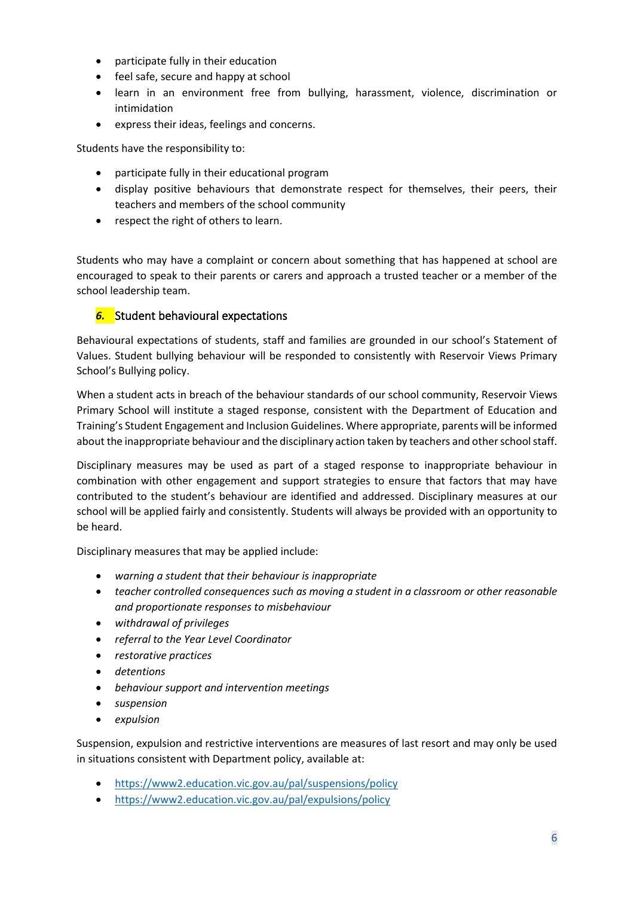- participate fully in their education
- feel safe, secure and happy at school
- learn in an environment free from bullying, harassment, violence, discrimination or intimidation
- express their ideas, feelings and concerns.

Students have the responsibility to:

- participate fully in their educational program
- display positive behaviours that demonstrate respect for themselves, their peers, their teachers and members of the school community
- respect the right of others to learn.

Students who may have a complaint or concern about something that has happened at school are encouraged to speak to their parents or carers and approach a trusted teacher or a member of the school leadership team.

## *6.* Student behavioural expectations

Behavioural expectations of students, staff and families are grounded in our school's Statement of Values. Student bullying behaviour will be responded to consistently with Reservoir Views Primary School's Bullying policy.

When a student acts in breach of the behaviour standards of our school community, Reservoir Views Primary School will institute a staged response, consistent with the Department of Education and Training's Student Engagement and Inclusion Guidelines. Where appropriate, parents will be informed about the inappropriate behaviour and the disciplinary action taken by teachers and other school staff.

Disciplinary measures may be used as part of a staged response to inappropriate behaviour in combination with other engagement and support strategies to ensure that factors that may have contributed to the student's behaviour are identified and addressed. Disciplinary measures at our school will be applied fairly and consistently. Students will always be provided with an opportunity to be heard.

Disciplinary measures that may be applied include:

- *warning a student that their behaviour is inappropriate*
- *teacher controlled consequences such as moving a student in a classroom or other reasonable and proportionate responses to misbehaviour*
- *withdrawal of privileges*
- *referral to the Year Level Coordinator*
- *restorative practices*
- *detentions*
- *behaviour support and intervention meetings*
- *suspension*
- *expulsion*

Suspension, expulsion and restrictive interventions are measures of last resort and may only be used in situations consistent with Department policy, available at:

- https://www2.education.vic.gov.au/pal/suspensions/policy
- https://www2.education.vic.gov.au/pal/expulsions/policy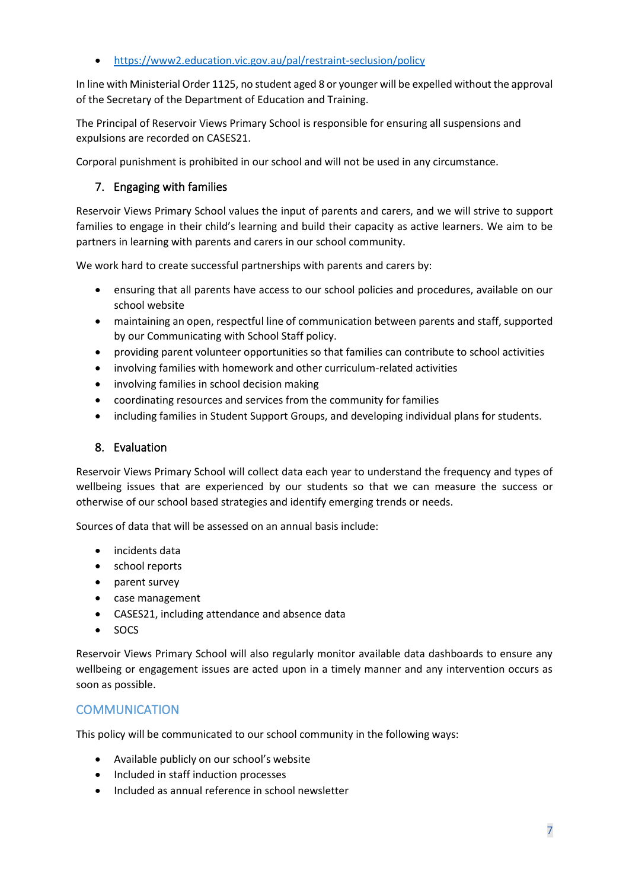- https://www2.education.vic.gov.au/pal/restraint-seclusion/policy

In line with Ministerial Order 1125, no student aged 8 or younger will be expelled without the approval of the Secretary of the Department of Education and Training.

The Principal of Reservoir Views Primary School is responsible for ensuring all suspensions and expulsions are recorded on CASES21.

Corporal punishment is prohibited in our school and will not be used in any circumstance.

### 7. Engaging with families

Reservoir Views Primary School values the input of parents and carers, and we will strive to support families to engage in their child's learning and build their capacity as active learners. We aim to be partners in learning with parents and carers in our school community.

We work hard to create successful partnerships with parents and carers by:

- ensuring that all parents have access to our school policies and procedures, available on our school website
- maintaining an open, respectful line of communication between parents and staff, supported by our Communicating with School Staff policy.
- providing parent volunteer opportunities so that families can contribute to school activities
- involving families with homework and other curriculum-related activities
- involving families in school decision making
- coordinating resources and services from the community for families
- including families in Student Support Groups, and developing individual plans for students.

### 8. Evaluation

Reservoir Views Primary School will collect data each year to understand the frequency and types of wellbeing issues that are experienced by our students so that we can measure the success or otherwise of our school based strategies and identify emerging trends or needs.

Sources of data that will be assessed on an annual basis include:

- incidents data
- school reports
- parent survey
- case management
- CASES21, including attendance and absence data
- SOCS

Reservoir Views Primary School will also regularly monitor available data dashboards to ensure any wellbeing or engagement issues are acted upon in a timely manner and any intervention occurs as soon as possible.

## COMMUNICATION

This policy will be communicated to our school community in the following ways:

- Available publicly on our school's website
- Included in staff induction processes
- Included as annual reference in school newsletter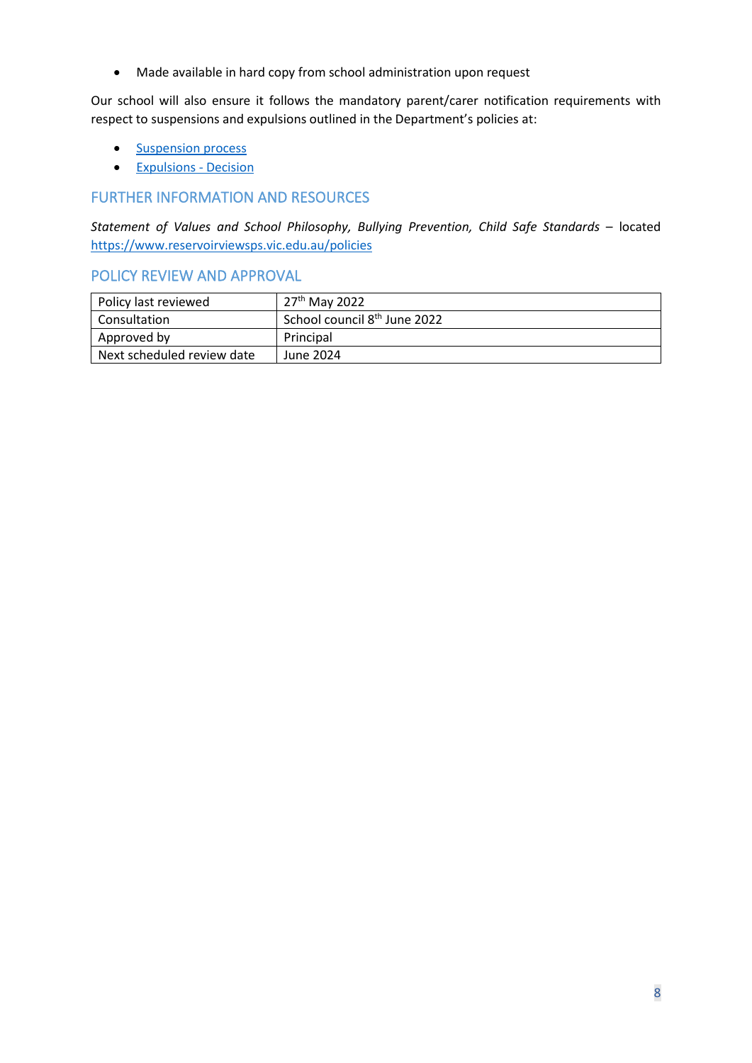- Made available in hard copy from school administration upon request

Our school will also ensure it follows the mandatory parent/carer notification requirements with respect to suspensions and expulsions outlined in the Department's policies at:

- Suspension process
- Expulsions - Decision

## FURTHER INFORMATION AND RESOURCES

*Statement of Values and School Philosophy, Bullying Prevention, Child Safe Standards* – located https://www.reservoirviewsps.vic.edu.au/policies

## POLICY REVIEW AND APPROVAL

| | |
|---|---|
| Policy last reviewed | 27th May 2022 |
| Consultation | School council 8th June 2022 |
| Approved by | Principal |
| Next scheduled review date | June 2024 |